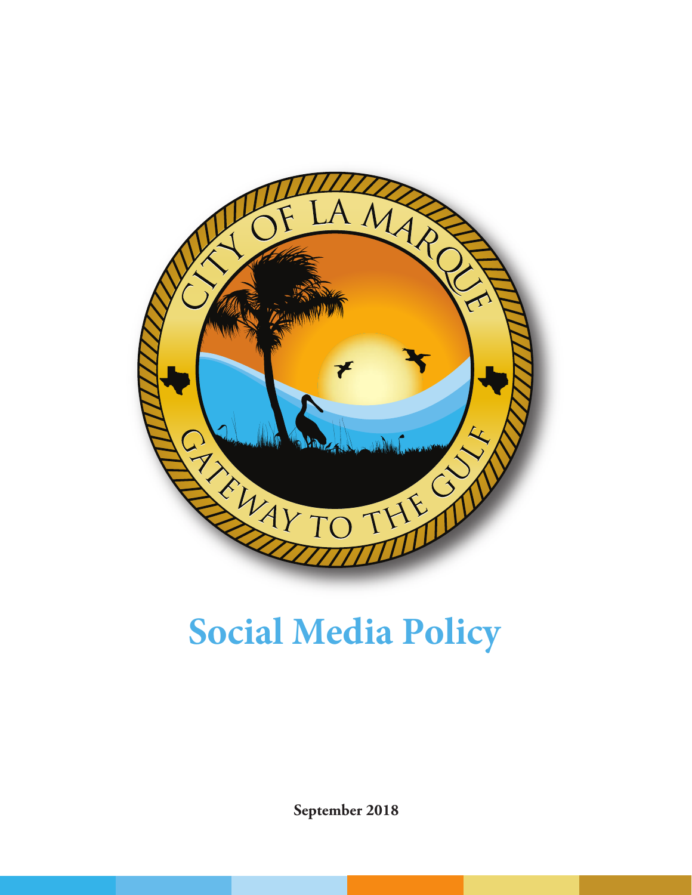# Social Media Policy

**September 2018**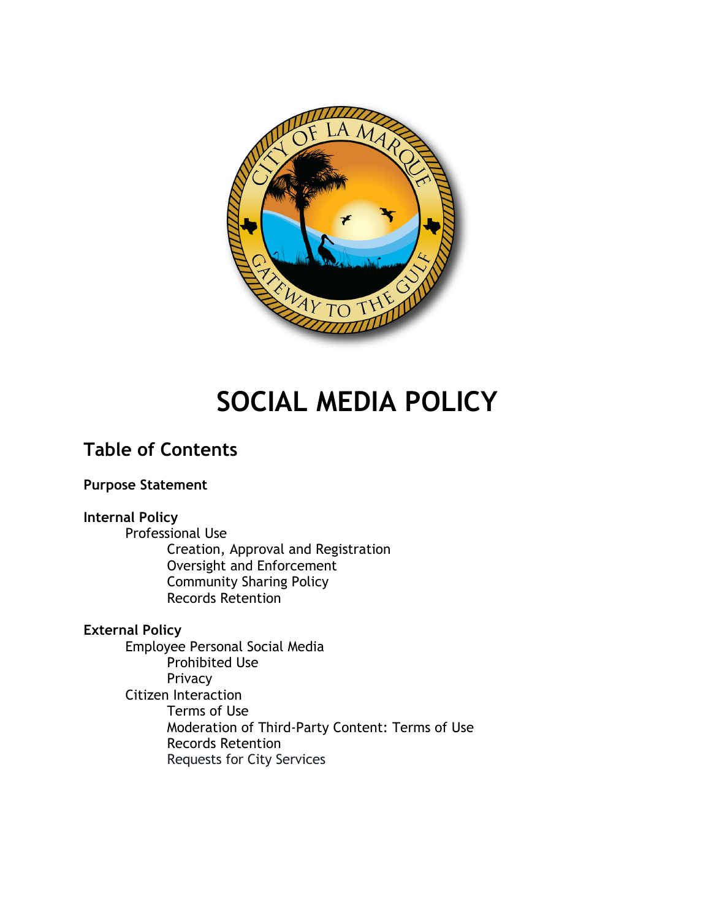# SOCIAL MEDIA POLICY

## Table of Contents

**Purpose Statement**

**Internal Policy**
- Professional Use
  - Creation, Approval and Registration
  - Oversight and Enforcement
  - Community Sharing Policy
  - Records Retention

**External Policy**
- Employee Personal Social Media
  - Prohibited Use
  - Privacy
- Citizen Interaction
  - Terms of Use
  - Moderation of Third-Party Content: Terms of Use
  - Records Retention
  - Requests for City Services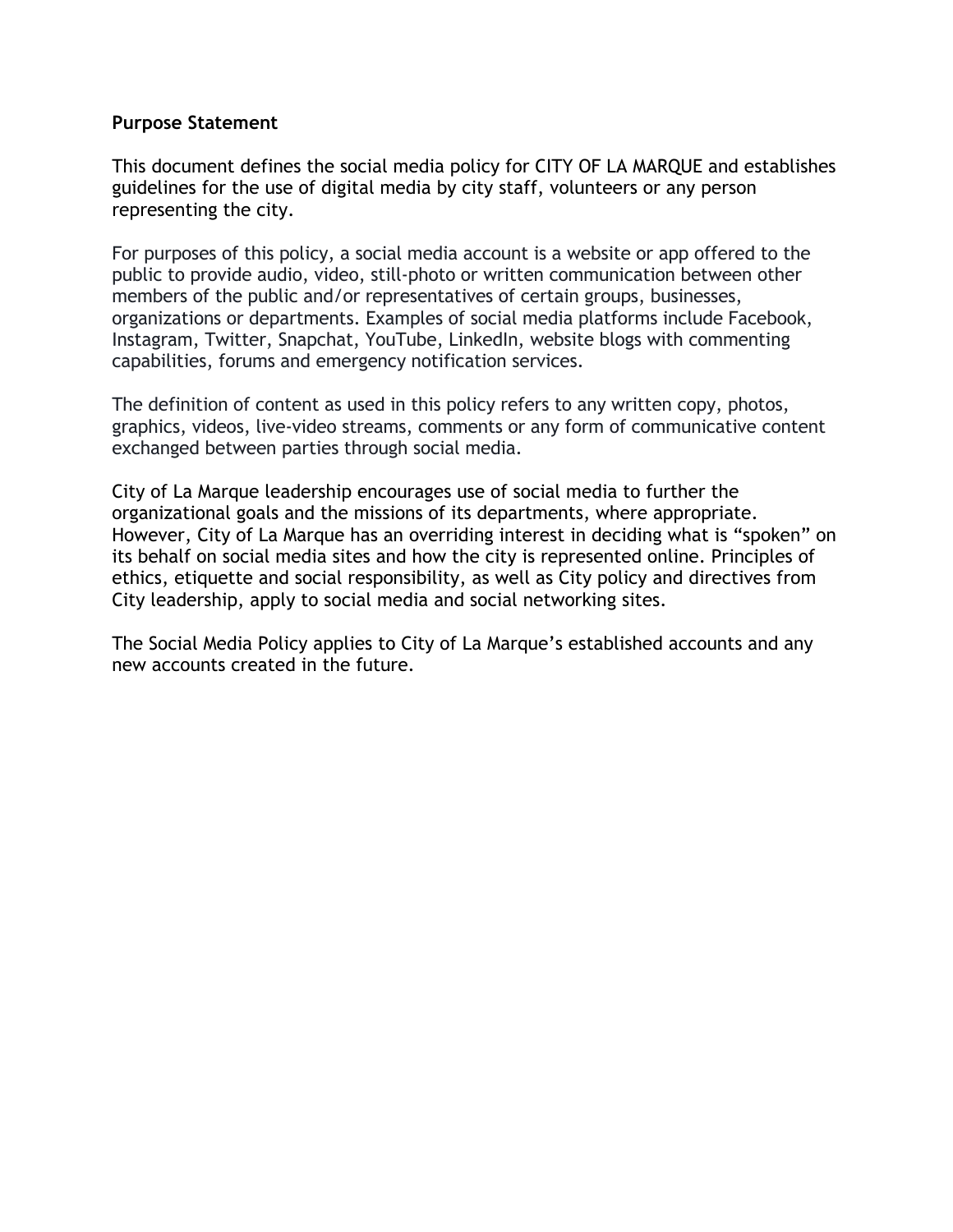**Purpose Statement**

This document defines the social media policy for CITY OF LA MARQUE and establishes guidelines for the use of digital media by city staff, volunteers or any person representing the city.

For purposes of this policy, a social media account is a website or app offered to the public to provide audio, video, still-photo or written communication between other members of the public and/or representatives of certain groups, businesses, organizations or departments. Examples of social media platforms include Facebook, Instagram, Twitter, Snapchat, YouTube, LinkedIn, website blogs with commenting capabilities, forums and emergency notification services.

The definition of content as used in this policy refers to any written copy, photos, graphics, videos, live-video streams, comments or any form of communicative content exchanged between parties through social media.

City of La Marque leadership encourages use of social media to further the organizational goals and the missions of its departments, where appropriate. However, City of La Marque has an overriding interest in deciding what is "spoken" on its behalf on social media sites and how the city is represented online. Principles of ethics, etiquette and social responsibility, as well as City policy and directives from City leadership, apply to social media and social networking sites.

The Social Media Policy applies to City of La Marque's established accounts and any new accounts created in the future.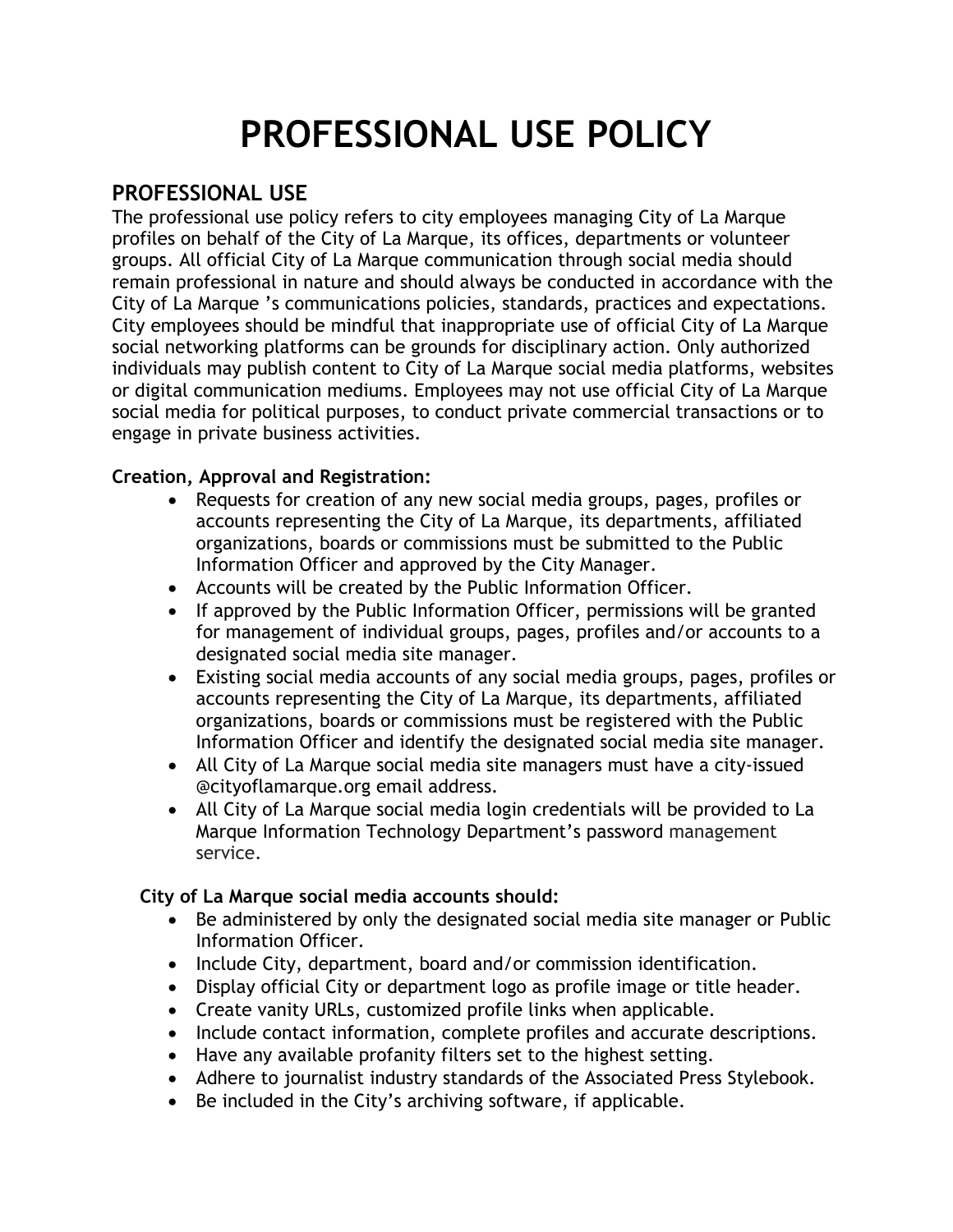# PROFESSIONAL USE POLICY

## PROFESSIONAL USE

The professional use policy refers to city employees managing City of La Marque profiles on behalf of the City of La Marque, its offices, departments or volunteer groups. All official City of La Marque communication through social media should remain professional in nature and should always be conducted in accordance with the City of La Marque 's communications policies, standards, practices and expectations. City employees should be mindful that inappropriate use of official City of La Marque social networking platforms can be grounds for disciplinary action. Only authorized individuals may publish content to City of La Marque social media platforms, websites or digital communication mediums. Employees may not use official City of La Marque social media for political purposes, to conduct private commercial transactions or to engage in private business activities.

**Creation, Approval and Registration:**

- Requests for creation of any new social media groups, pages, profiles or accounts representing the City of La Marque, its departments, affiliated organizations, boards or commissions must be submitted to the Public Information Officer and approved by the City Manager.
- Accounts will be created by the Public Information Officer.
- If approved by the Public Information Officer, permissions will be granted for management of individual groups, pages, profiles and/or accounts to a designated social media site manager.
- Existing social media accounts of any social media groups, pages, profiles or accounts representing the City of La Marque, its departments, affiliated organizations, boards or commissions must be registered with the Public Information Officer and identify the designated social media site manager.
- All City of La Marque social media site managers must have a city-issued @cityoflamarque.org email address.
- All City of La Marque social media login credentials will be provided to La Marque Information Technology Department's password management service.

**City of La Marque social media accounts should:**

- Be administered by only the designated social media site manager or Public Information Officer.
- Include City, department, board and/or commission identification.
- Display official City or department logo as profile image or title header.
- Create vanity URLs, customized profile links when applicable.
- Include contact information, complete profiles and accurate descriptions.
- Have any available profanity filters set to the highest setting.
- Adhere to journalist industry standards of the Associated Press Stylebook.
- Be included in the City's archiving software, if applicable.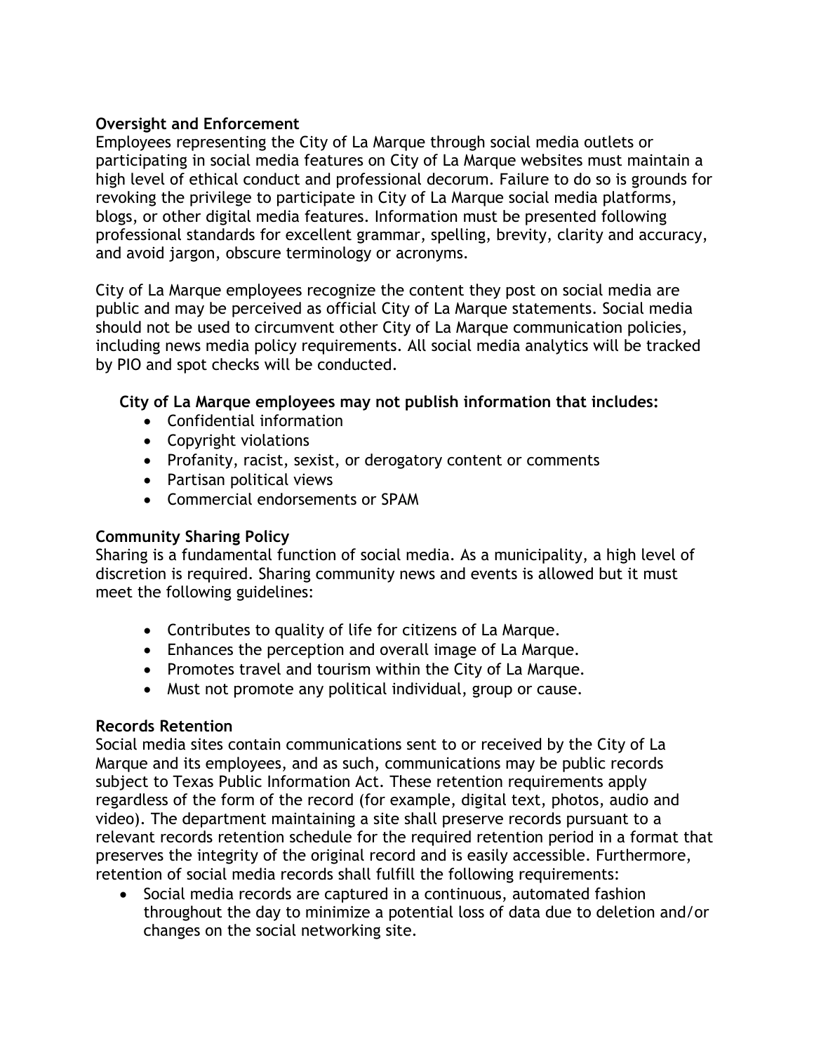**Oversight and Enforcement**

Employees representing the City of La Marque through social media outlets or participating in social media features on City of La Marque websites must maintain a high level of ethical conduct and professional decorum. Failure to do so is grounds for revoking the privilege to participate in City of La Marque social media platforms, blogs, or other digital media features. Information must be presented following professional standards for excellent grammar, spelling, brevity, clarity and accuracy, and avoid jargon, obscure terminology or acronyms.

City of La Marque employees recognize the content they post on social media are public and may be perceived as official City of La Marque statements. Social media should not be used to circumvent other City of La Marque communication policies, including news media policy requirements. All social media analytics will be tracked by PIO and spot checks will be conducted.

**City of La Marque employees may not publish information that includes:**

- Confidential information
- Copyright violations
- Profanity, racist, sexist, or derogatory content or comments
- Partisan political views
- Commercial endorsements or SPAM

**Community Sharing Policy**

Sharing is a fundamental function of social media. As a municipality, a high level of discretion is required. Sharing community news and events is allowed but it must meet the following guidelines:

- Contributes to quality of life for citizens of La Marque.
- Enhances the perception and overall image of La Marque.
- Promotes travel and tourism within the City of La Marque.
- Must not promote any political individual, group or cause.

**Records Retention**

Social media sites contain communications sent to or received by the City of La Marque and its employees, and as such, communications may be public records subject to Texas Public Information Act. These retention requirements apply regardless of the form of the record (for example, digital text, photos, audio and video). The department maintaining a site shall preserve records pursuant to a relevant records retention schedule for the required retention period in a format that preserves the integrity of the original record and is easily accessible. Furthermore, retention of social media records shall fulfill the following requirements:

- Social media records are captured in a continuous, automated fashion throughout the day to minimize a potential loss of data due to deletion and/or changes on the social networking site.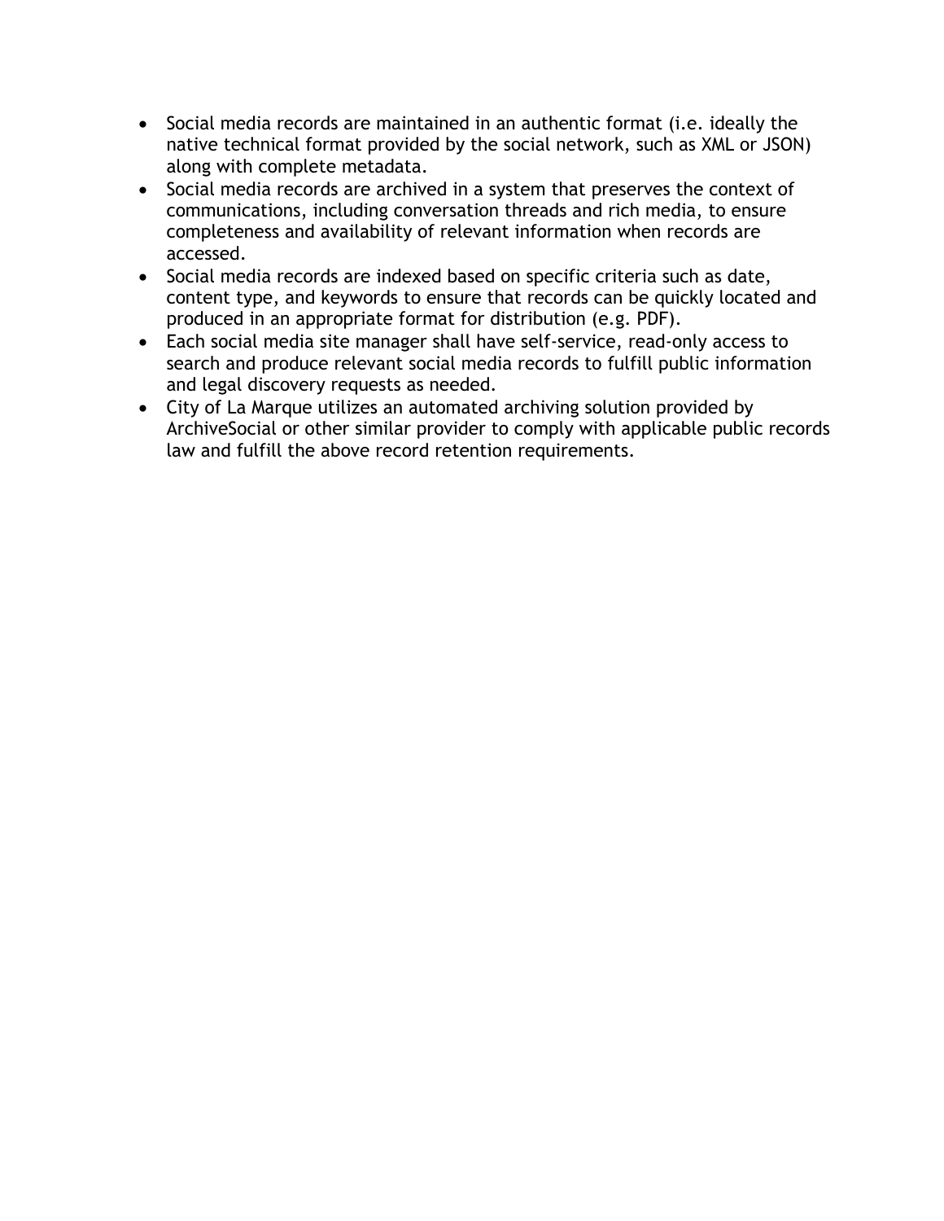- Social media records are maintained in an authentic format (i.e. ideally the native technical format provided by the social network, such as XML or JSON) along with complete metadata.
- Social media records are archived in a system that preserves the context of communications, including conversation threads and rich media, to ensure completeness and availability of relevant information when records are accessed.
- Social media records are indexed based on specific criteria such as date, content type, and keywords to ensure that records can be quickly located and produced in an appropriate format for distribution (e.g. PDF).
- Each social media site manager shall have self-service, read-only access to search and produce relevant social media records to fulfill public information and legal discovery requests as needed.
- City of La Marque utilizes an automated archiving solution provided by ArchiveSocial or other similar provider to comply with applicable public records law and fulfill the above record retention requirements.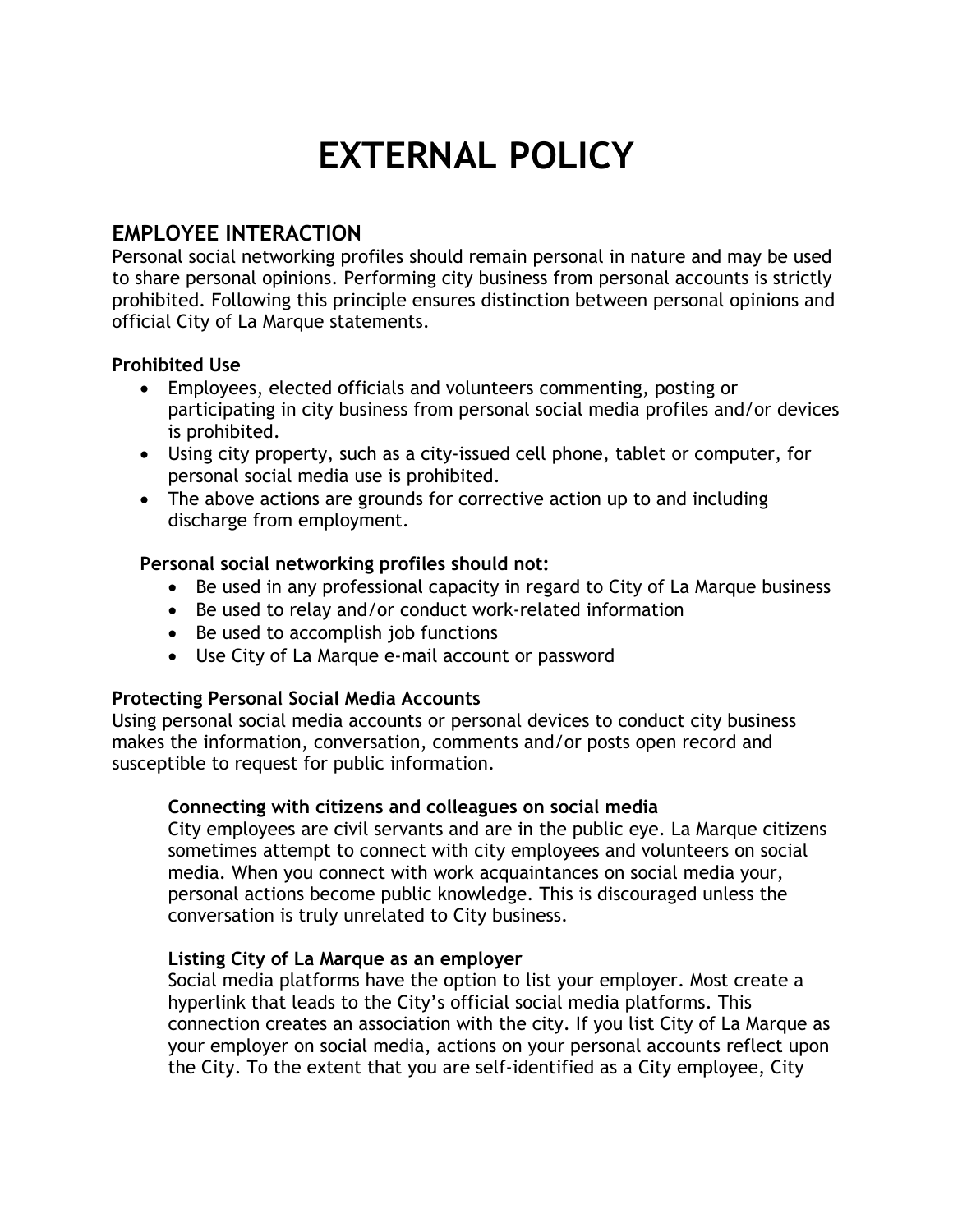# EXTERNAL POLICY

## EMPLOYEE INTERACTION

Personal social networking profiles should remain personal in nature and may be used to share personal opinions. Performing city business from personal accounts is strictly prohibited. Following this principle ensures distinction between personal opinions and official City of La Marque statements.

### Prohibited Use

- Employees, elected officials and volunteers commenting, posting or participating in city business from personal social media profiles and/or devices is prohibited.
- Using city property, such as a city-issued cell phone, tablet or computer, for personal social media use is prohibited.
- The above actions are grounds for corrective action up to and including discharge from employment.

**Personal social networking profiles should not:**

- Be used in any professional capacity in regard to City of La Marque business
- Be used to relay and/or conduct work-related information
- Be used to accomplish job functions
- Use City of La Marque e-mail account or password

### Protecting Personal Social Media Accounts

Using personal social media accounts or personal devices to conduct city business makes the information, conversation, comments and/or posts open record and susceptible to request for public information.

**Connecting with citizens and colleagues on social media**

City employees are civil servants and are in the public eye. La Marque citizens sometimes attempt to connect with city employees and volunteers on social media. When you connect with work acquaintances on social media your, personal actions become public knowledge. This is discouraged unless the conversation is truly unrelated to City business.

**Listing City of La Marque as an employer**

Social media platforms have the option to list your employer. Most create a hyperlink that leads to the City's official social media platforms. This connection creates an association with the city. If you list City of La Marque as your employer on social media, actions on your personal accounts reflect upon the City. To the extent that you are self-identified as a City employee, City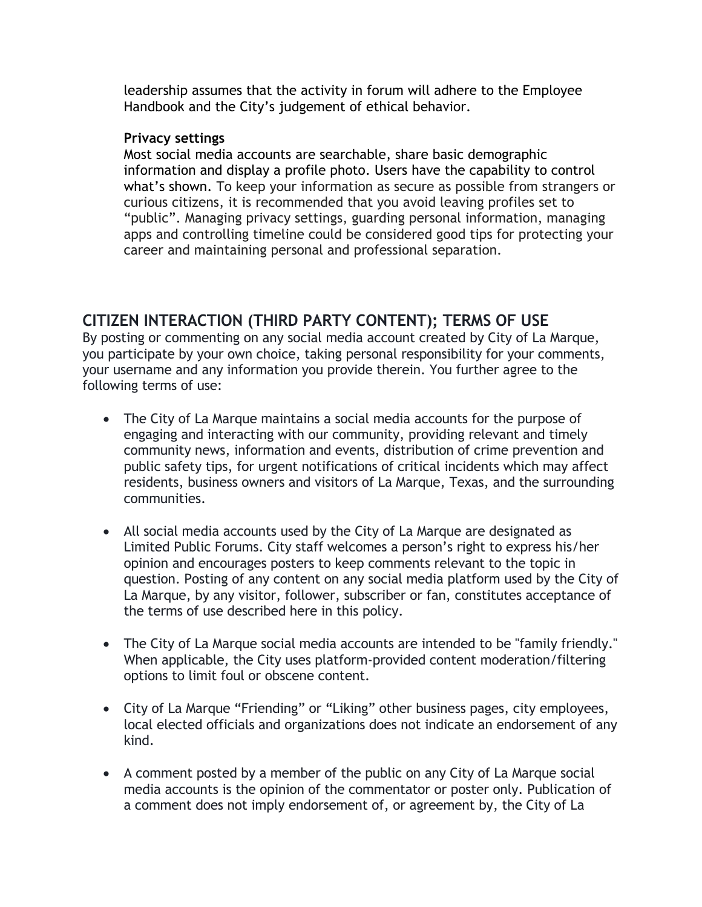leadership assumes that the activity in forum will adhere to the Employee Handbook and the City's judgement of ethical behavior.

**Privacy settings**
Most social media accounts are searchable, share basic demographic information and display a profile photo. Users have the capability to control what's shown. To keep your information as secure as possible from strangers or curious citizens, it is recommended that you avoid leaving profiles set to "public". Managing privacy settings, guarding personal information, managing apps and controlling timeline could be considered good tips for protecting your career and maintaining personal and professional separation.

## CITIZEN INTERACTION (THIRD PARTY CONTENT); TERMS OF USE

By posting or commenting on any social media account created by City of La Marque, you participate by your own choice, taking personal responsibility for your comments, your username and any information you provide therein. You further agree to the following terms of use:

- The City of La Marque maintains a social media accounts for the purpose of engaging and interacting with our community, providing relevant and timely community news, information and events, distribution of crime prevention and public safety tips, for urgent notifications of critical incidents which may affect residents, business owners and visitors of La Marque, Texas, and the surrounding communities.

- All social media accounts used by the City of La Marque are designated as Limited Public Forums. City staff welcomes a person's right to express his/her opinion and encourages posters to keep comments relevant to the topic in question. Posting of any content on any social media platform used by the City of La Marque, by any visitor, follower, subscriber or fan, constitutes acceptance of the terms of use described here in this policy.

- The City of La Marque social media accounts are intended to be "family friendly." When applicable, the City uses platform-provided content moderation/filtering options to limit foul or obscene content.

- City of La Marque "Friending" or "Liking" other business pages, city employees, local elected officials and organizations does not indicate an endorsement of any kind.

- A comment posted by a member of the public on any City of La Marque social media accounts is the opinion of the commentator or poster only. Publication of a comment does not imply endorsement of, or agreement by, the City of La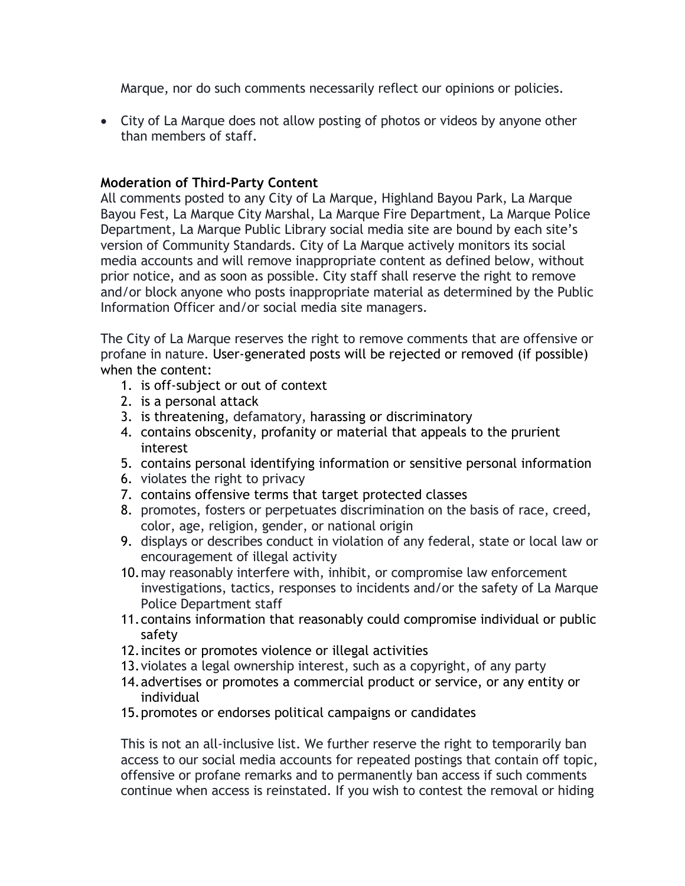Marque, nor do such comments necessarily reflect our opinions or policies.

- City of La Marque does not allow posting of photos or videos by anyone other than members of staff.

**Moderation of Third-Party Content**

All comments posted to any City of La Marque, Highland Bayou Park, La Marque Bayou Fest, La Marque City Marshal, La Marque Fire Department, La Marque Police Department, La Marque Public Library social media site are bound by each site's version of Community Standards. City of La Marque actively monitors its social media accounts and will remove inappropriate content as defined below, without prior notice, and as soon as possible. City staff shall reserve the right to remove and/or block anyone who posts inappropriate material as determined by the Public Information Officer and/or social media site managers.

The City of La Marque reserves the right to remove comments that are offensive or profane in nature. User-generated posts will be rejected or removed (if possible) when the content:

1. is off-subject or out of context
2. is a personal attack
3. is threatening, defamatory, harassing or discriminatory
4. contains obscenity, profanity or material that appeals to the prurient interest
5. contains personal identifying information or sensitive personal information
6. violates the right to privacy
7. contains offensive terms that target protected classes
8. promotes, fosters or perpetuates discrimination on the basis of race, creed, color, age, religion, gender, or national origin
9. displays or describes conduct in violation of any federal, state or local law or encouragement of illegal activity
10. may reasonably interfere with, inhibit, or compromise law enforcement investigations, tactics, responses to incidents and/or the safety of La Marque Police Department staff
11. contains information that reasonably could compromise individual or public safety
12. incites or promotes violence or illegal activities
13. violates a legal ownership interest, such as a copyright, of any party
14. advertises or promotes a commercial product or service, or any entity or individual
15. promotes or endorses political campaigns or candidates

This is not an all-inclusive list. We further reserve the right to temporarily ban access to our social media accounts for repeated postings that contain off topic, offensive or profane remarks and to permanently ban access if such comments continue when access is reinstated. If you wish to contest the removal or hiding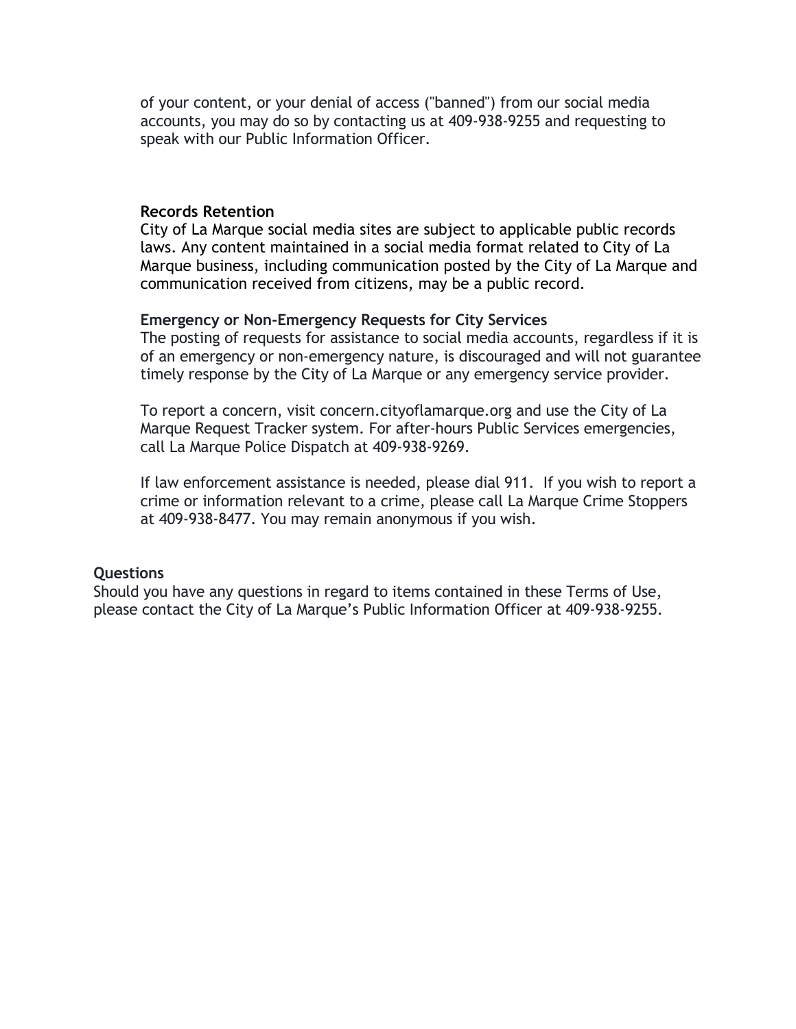of your content, or your denial of access ("banned") from our social media accounts, you may do so by contacting us at 409-938-9255 and requesting to speak with our Public Information Officer.

**Records Retention**
City of La Marque social media sites are subject to applicable public records laws. Any content maintained in a social media format related to City of La Marque business, including communication posted by the City of La Marque and communication received from citizens, may be a public record.

**Emergency or Non-Emergency Requests for City Services**
The posting of requests for assistance to social media accounts, regardless if it is of an emergency or non-emergency nature, is discouraged and will not guarantee timely response by the City of La Marque or any emergency service provider.

To report a concern, visit concern.cityoflamarque.org and use the City of La Marque Request Tracker system. For after-hours Public Services emergencies, call La Marque Police Dispatch at 409-938-9269.

If law enforcement assistance is needed, please dial 911. If you wish to report a crime or information relevant to a crime, please call La Marque Crime Stoppers at 409-938-8477. You may remain anonymous if you wish.

**Questions**
Should you have any questions in regard to items contained in these Terms of Use, please contact the City of La Marque's Public Information Officer at 409-938-9255.